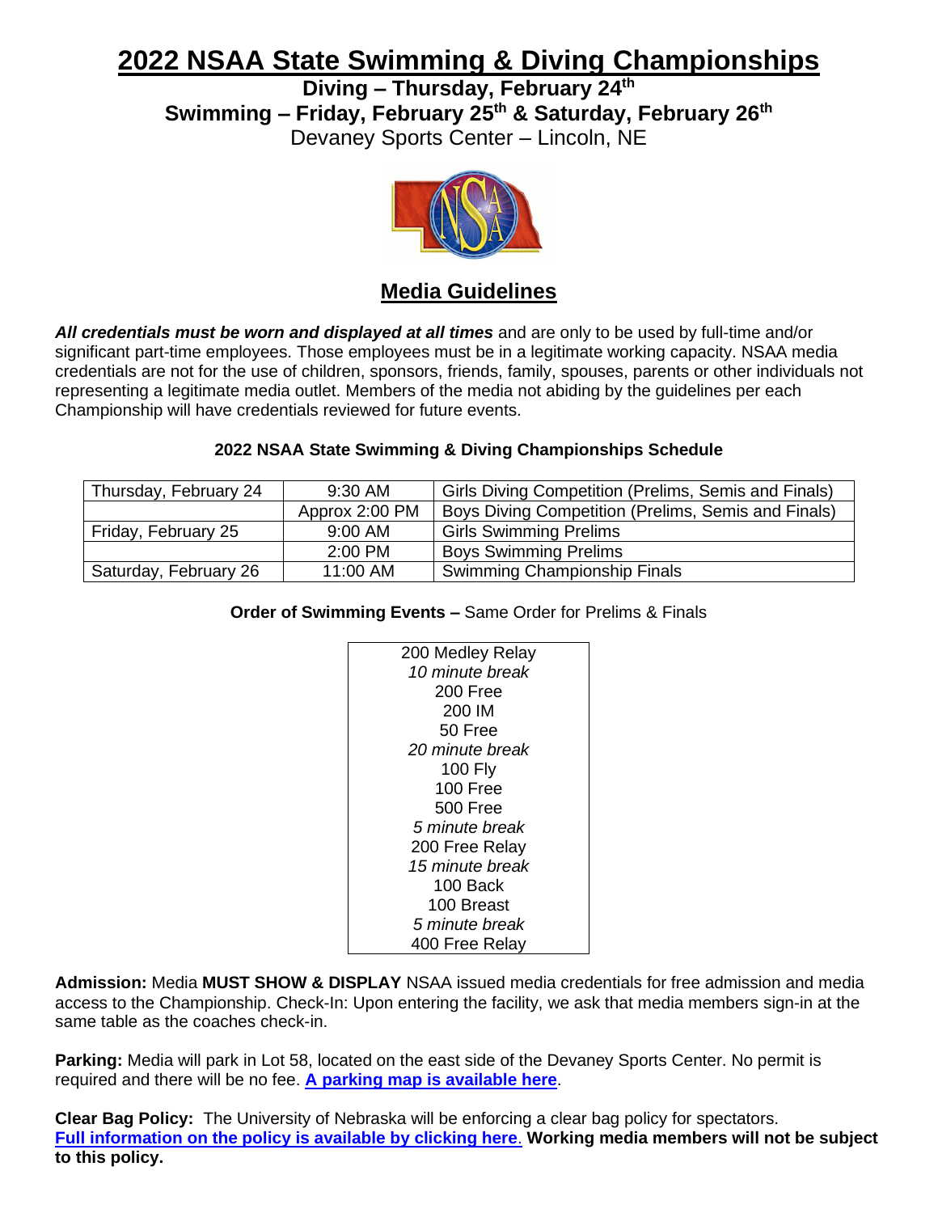# 2022 NSAA State Swimming & Diving Championships

**Diving – Thursday, February 24th**
**Swimming – Friday, February 25th & Saturday, February 26th**
Devaney Sports Center – Lincoln, NE

## Media Guidelines

***All credentials must be worn and displayed at all times*** and are only to be used by full-time and/or significant part-time employees. Those employees must be in a legitimate working capacity. NSAA media credentials are not for the use of children, sponsors, friends, family, spouses, parents or other individuals not representing a legitimate media outlet. Members of the media not abiding by the guidelines per each Championship will have credentials reviewed for future events.

**2022 NSAA State Swimming & Diving Championships Schedule**

| | | |
|---|---|---|
| Thursday, February 24 | 9:30 AM | Girls Diving Competition (Prelims, Semis and Finals) |
| | Approx 2:00 PM | Boys Diving Competition (Prelims, Semis and Finals) |
| Friday, February 25 | 9:00 AM | Girls Swimming Prelims |
| | 2:00 PM | Boys Swimming Prelims |
| Saturday, February 26 | 11:00 AM | Swimming Championship Finals |

**Order of Swimming Events –** Same Order for Prelims & Finals

| |
|---|
| 200 Medley Relay |
| *10 minute break* |
| 200 Free |
| 200 IM |
| 50 Free |
| *20 minute break* |
| 100 Fly |
| 100 Free |
| 500 Free |
| *5 minute break* |
| 200 Free Relay |
| *15 minute break* |
| 100 Back |
| 100 Breast |
| *5 minute break* |
| 400 Free Relay |

**Admission:** Media **MUST SHOW & DISPLAY** NSAA issued media credentials for free admission and media access to the Championship. Check-In: Upon entering the facility, we ask that media members sign-in at the same table as the coaches check-in.

**Parking:** Media will park in Lot 58, located on the east side of the Devaney Sports Center. No permit is required and there will be no fee. **A parking map is available here**.

**Clear Bag Policy:** The University of Nebraska will be enforcing a clear bag policy for spectators. **Full information on the policy is available by clicking here**. **Working media members will not be subject to this policy.**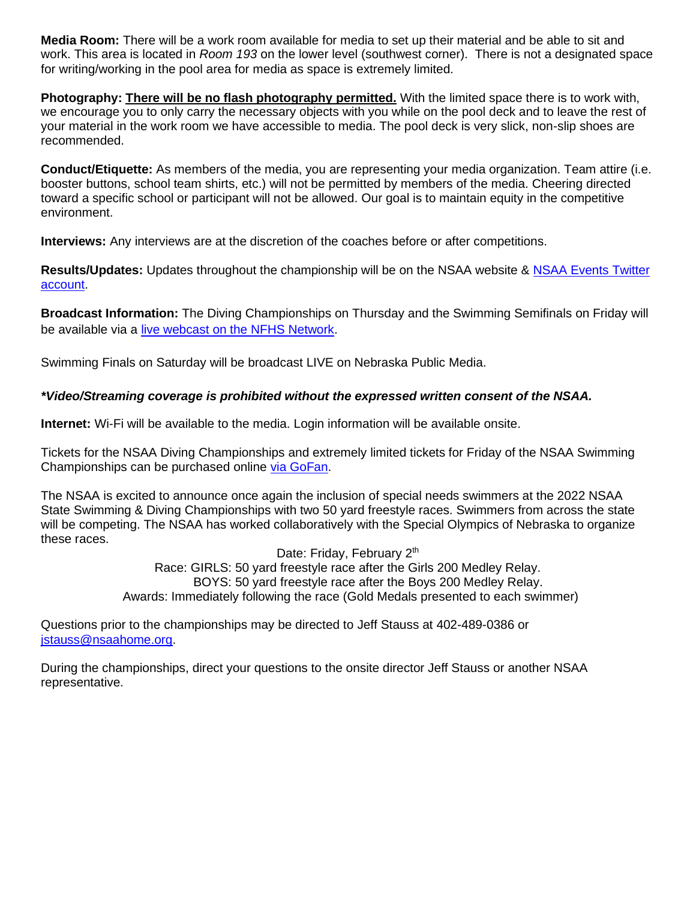**Media Room:** There will be a work room available for media to set up their material and be able to sit and work. This area is located in *Room 193* on the lower level (southwest corner). There is not a designated space for writing/working in the pool area for media as space is extremely limited.

**Photography: There will be no flash photography permitted.** With the limited space there is to work with, we encourage you to only carry the necessary objects with you while on the pool deck and to leave the rest of your material in the work room we have accessible to media. The pool deck is very slick, non-slip shoes are recommended.

**Conduct/Etiquette:** As members of the media, you are representing your media organization. Team attire (i.e. booster buttons, school team shirts, etc.) will not be permitted by members of the media. Cheering directed toward a specific school or participant will not be allowed. Our goal is to maintain equity in the competitive environment.

**Interviews:** Any interviews are at the discretion of the coaches before or after competitions.

**Results/Updates:** Updates throughout the championship will be on the NSAA website & NSAA Events Twitter account.

**Broadcast Information:** The Diving Championships on Thursday and the Swimming Semifinals on Friday will be available via a live webcast on the NFHS Network.

Swimming Finals on Saturday will be broadcast LIVE on Nebraska Public Media.

***Video/Streaming coverage is prohibited without the expressed written consent of the NSAA.***

**Internet:** Wi-Fi will be available to the media. Login information will be available onsite.

Tickets for the NSAA Diving Championships and extremely limited tickets for Friday of the NSAA Swimming Championships can be purchased online via GoFan.

The NSAA is excited to announce once again the inclusion of special needs swimmers at the 2022 NSAA State Swimming & Diving Championships with two 50 yard freestyle races. Swimmers from across the state will be competing. The NSAA has worked collaboratively with the Special Olympics of Nebraska to organize these races.

Date: Friday, February 2th
Race: GIRLS: 50 yard freestyle race after the Girls 200 Medley Relay.
BOYS: 50 yard freestyle race after the Boys 200 Medley Relay.
Awards: Immediately following the race (Gold Medals presented to each swimmer)

Questions prior to the championships may be directed to Jeff Stauss at 402-489-0386 or jstauss@nsaahome.org.

During the championships, direct your questions to the onsite director Jeff Stauss or another NSAA representative.